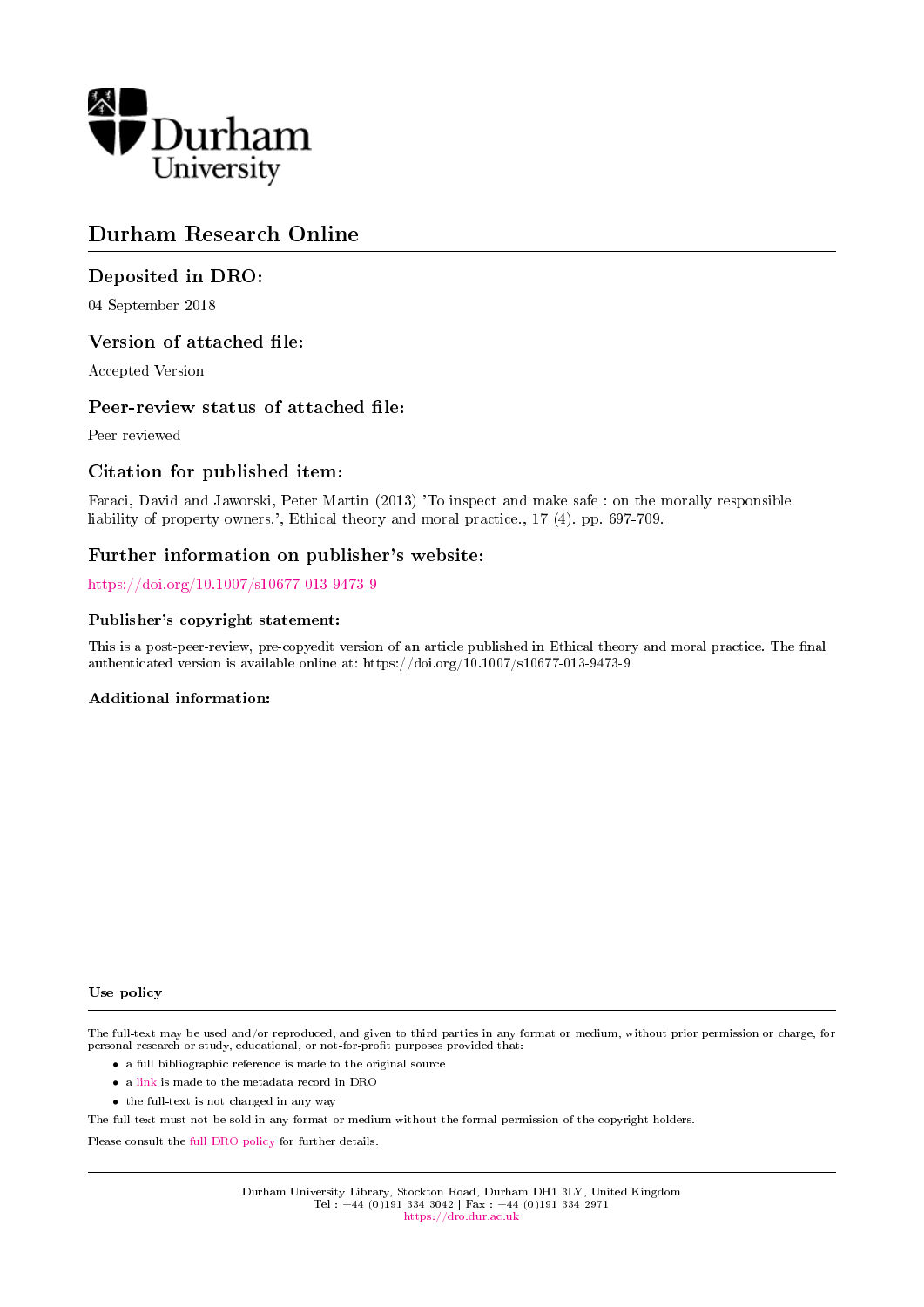Durham University

# Durham Research Online

## Deposited in DRO:

04 September 2018

## Version of attached file:

Accepted Version

## Peer-review status of attached file:

Peer-reviewed

## Citation for published item:

Faraci, David and Jaworski, Peter Martin (2013) 'To inspect and make safe : on the morally responsible liability of property owners.', Ethical theory and moral practice., 17 (4). pp. 697-709.

## Further information on publisher's website:

https://doi.org/10.1007/s10677-013-9473-9

### Publisher's copyright statement:

This is a post-peer-review, pre-copyedit version of an article published in Ethical theory and moral practice. The final authenticated version is available online at: https://doi.org/10.1007/s10677-013-9473-9

### Additional information:

### Use policy

The full-text may be used and/or reproduced, and given to third parties in any format or medium, without prior permission or charge, for personal research or study, educational, or not-for-profit purposes provided that:

- a full bibliographic reference is made to the original source
- a link is made to the metadata record in DRO
- the full-text is not changed in any way

The full-text must not be sold in any format or medium without the formal permission of the copyright holders.

Please consult the full DRO policy for further details.

Durham University Library, Stockton Road, Durham DH1 3LY, United Kingdom
Tel : +44 (0)191 334 3042 | Fax : +44 (0)191 334 2971
https://dro.dur.ac.uk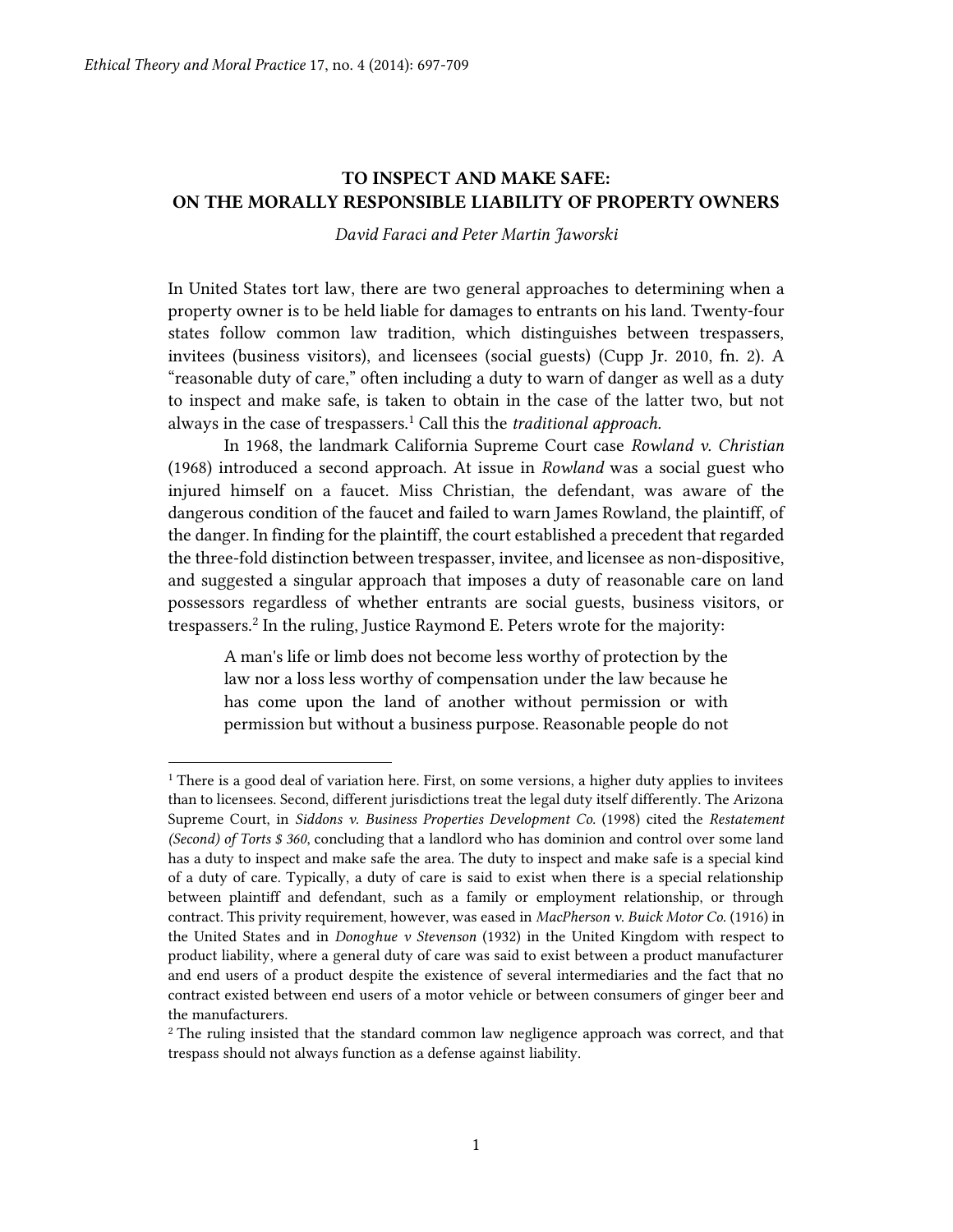# TO INSPECT AND MAKE SAFE: ON THE MORALLY RESPONSIBLE LIABILITY OF PROPERTY OWNERS

*David Faraci and Peter Martin Jaworski*

In United States tort law, there are two general approaches to determining when a property owner is to be held liable for damages to entrants on his land. Twenty-four states follow common law tradition, which distinguishes between trespassers, invitees (business visitors), and licensees (social guests) (Cupp Jr. 2010, fn. 2). A "reasonable duty of care," often including a duty to warn of danger as well as a duty to inspect and make safe, is taken to obtain in the case of the latter two, but not always in the case of trespassers.[1] Call this the *traditional approach*.

In 1968, the landmark California Supreme Court case *Rowland v. Christian* (1968) introduced a second approach. At issue in *Rowland* was a social guest who injured himself on a faucet. Miss Christian, the defendant, was aware of the dangerous condition of the faucet and failed to warn James Rowland, the plaintiff, of the danger. In finding for the plaintiff, the court established a precedent that regarded the three-fold distinction between trespasser, invitee, and licensee as non-dispositive, and suggested a singular approach that imposes a duty of reasonable care on land possessors regardless of whether entrants are social guests, business visitors, or trespassers.[2] In the ruling, Justice Raymond E. Peters wrote for the majority:

> A man's life or limb does not become less worthy of protection by the law nor a loss less worthy of compensation under the law because he has come upon the land of another without permission or with permission but without a business purpose. Reasonable people do not

---

[1] There is a good deal of variation here. First, on some versions, a higher duty applies to invitees than to licensees. Second, different jurisdictions treat the legal duty itself differently. The Arizona Supreme Court, in *Siddons v. Business Properties Development Co.* (1998) cited the *Restatement (Second) of Torts $ 360*, concluding that a landlord who has dominion and control over some land has a duty to inspect and make safe the area. The duty to inspect and make safe is a special kind of a duty of care. Typically, a duty of care is said to exist when there is a special relationship between plaintiff and defendant, such as a family or employment relationship, or through contract. This privity requirement, however, was eased in *MacPherson v. Buick Motor Co.* (1916) in the United States and in *Donoghue v Stevenson* (1932) in the United Kingdom with respect to product liability, where a general duty of care was said to exist between a product manufacturer and end users of a product despite the existence of several intermediaries and the fact that no contract existed between end users of a motor vehicle or between consumers of ginger beer and the manufacturers.

[2] The ruling insisted that the standard common law negligence approach was correct, and that trespass should not always function as a defense against liability.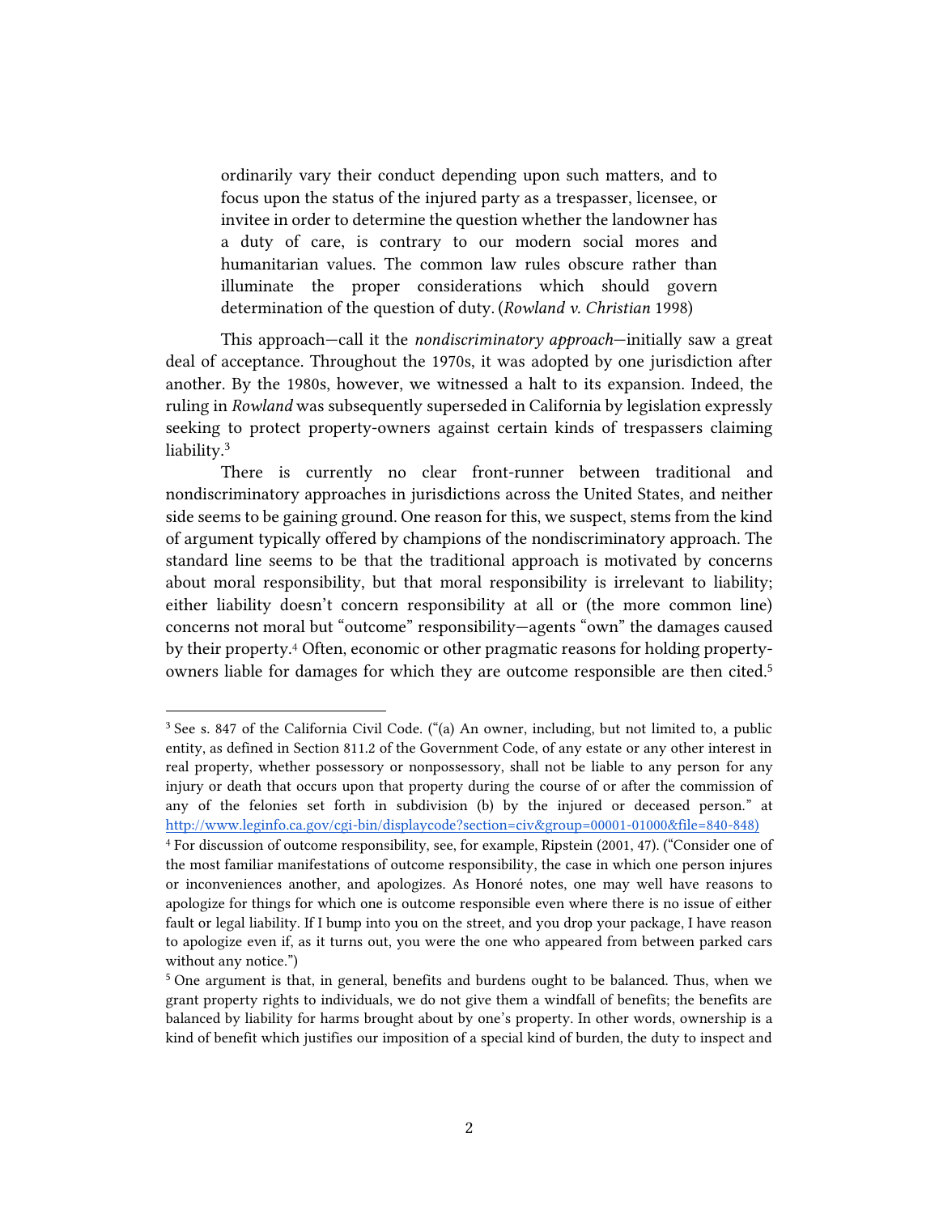ordinarily vary their conduct depending upon such matters, and to focus upon the status of the injured party as a trespasser, licensee, or invitee in order to determine the question whether the landowner has a duty of care, is contrary to our modern social mores and humanitarian values. The common law rules obscure rather than illuminate the proper considerations which should govern determination of the question of duty. (*Rowland v. Christian* 1998)

This approach—call it the *nondiscriminatory approach*—initially saw a great deal of acceptance. Throughout the 1970s, it was adopted by one jurisdiction after another. By the 1980s, however, we witnessed a halt to its expansion. Indeed, the ruling in *Rowland* was subsequently superseded in California by legislation expressly seeking to protect property-owners against certain kinds of trespassers claiming liability.[3]

There is currently no clear front-runner between traditional and nondiscriminatory approaches in jurisdictions across the United States, and neither side seems to be gaining ground. One reason for this, we suspect, stems from the kind of argument typically offered by champions of the nondiscriminatory approach. The standard line seems to be that the traditional approach is motivated by concerns about moral responsibility, but that moral responsibility is irrelevant to liability; either liability doesn't concern responsibility at all or (the more common line) concerns not moral but "outcome" responsibility—agents "own" the damages caused by their property.[4] Often, economic or other pragmatic reasons for holding property-owners liable for damages for which they are outcome responsible are then cited.[5]

---

[3] See s. 847 of the California Civil Code. ("(a) An owner, including, but not limited to, a public entity, as defined in Section 811.2 of the Government Code, of any estate or any other interest in real property, whether possessory or nonpossessory, shall not be liable to any person for any injury or death that occurs upon that property during the course of or after the commission of any of the felonies set forth in subdivision (b) by the injured or deceased person." at http://www.leginfo.ca.gov/cgi-bin/displaycode?section=civ&group=00001-01000&file=840-848)

[4] For discussion of outcome responsibility, see, for example, Ripstein (2001, 47). ("Consider one of the most familiar manifestations of outcome responsibility, the case in which one person injures or inconveniences another, and apologizes. As Honoré notes, one may well have reasons to apologize for things for which one is outcome responsible even where there is no issue of either fault or legal liability. If I bump into you on the street, and you drop your package, I have reason to apologize even if, as it turns out, you were the one who appeared from between parked cars without any notice.")

[5] One argument is that, in general, benefits and burdens ought to be balanced. Thus, when we grant property rights to individuals, we do not give them a windfall of benefits; the benefits are balanced by liability for harms brought about by one's property. In other words, ownership is a kind of benefit which justifies our imposition of a special kind of burden, the duty to inspect and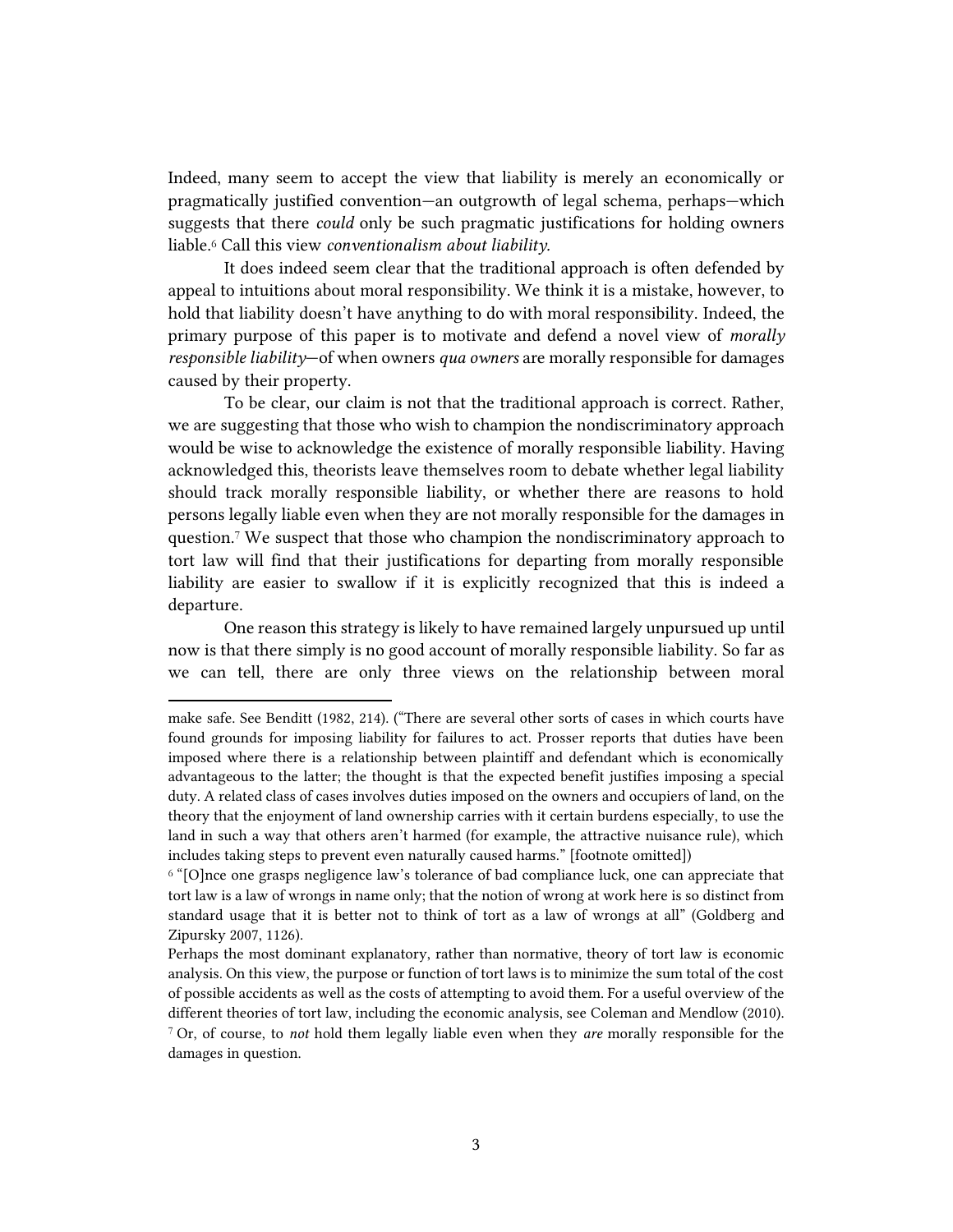Indeed, many seem to accept the view that liability is merely an economically or pragmatically justified convention—an outgrowth of legal schema, perhaps—which suggests that there *could* only be such pragmatic justifications for holding owners liable.[6] Call this view *conventionalism about liability.*

It does indeed seem clear that the traditional approach is often defended by appeal to intuitions about moral responsibility. We think it is a mistake, however, to hold that liability doesn't have anything to do with moral responsibility. Indeed, the primary purpose of this paper is to motivate and defend a novel view of *morally responsible liability*—of when owners *qua owners* are morally responsible for damages caused by their property.

To be clear, our claim is not that the traditional approach is correct. Rather, we are suggesting that those who wish to champion the nondiscriminatory approach would be wise to acknowledge the existence of morally responsible liability. Having acknowledged this, theorists leave themselves room to debate whether legal liability should track morally responsible liability, or whether there are reasons to hold persons legally liable even when they are not morally responsible for the damages in question.[7] We suspect that those who champion the nondiscriminatory approach to tort law will find that their justifications for departing from morally responsible liability are easier to swallow if it is explicitly recognized that this is indeed a departure.

One reason this strategy is likely to have remained largely unpursued up until now is that there simply is no good account of morally responsible liability. So far as we can tell, there are only three views on the relationship between moral

---

make safe. See Benditt (1982, 214). ("There are several other sorts of cases in which courts have found grounds for imposing liability for failures to act. Prosser reports that duties have been imposed where there is a relationship between plaintiff and defendant which is economically advantageous to the latter; the thought is that the expected benefit justifies imposing a special duty. A related class of cases involves duties imposed on the owners and occupiers of land, on the theory that the enjoyment of land ownership carries with it certain burdens especially, to use the land in such a way that others aren't harmed (for example, the attractive nuisance rule), which includes taking steps to prevent even naturally caused harms." [footnote omitted])

[6] "[O]nce one grasps negligence law's tolerance of bad compliance luck, one can appreciate that tort law is a law of wrongs in name only; that the notion of wrong at work here is so distinct from standard usage that it is better not to think of tort as a law of wrongs at all" (Goldberg and Zipursky 2007, 1126).

Perhaps the most dominant explanatory, rather than normative, theory of tort law is economic analysis. On this view, the purpose or function of tort laws is to minimize the sum total of the cost of possible accidents as well as the costs of attempting to avoid them. For a useful overview of the different theories of tort law, including the economic analysis, see Coleman and Mendlow (2010).

[7] Or, of course, to *not* hold them legally liable even when they *are* morally responsible for the damages in question.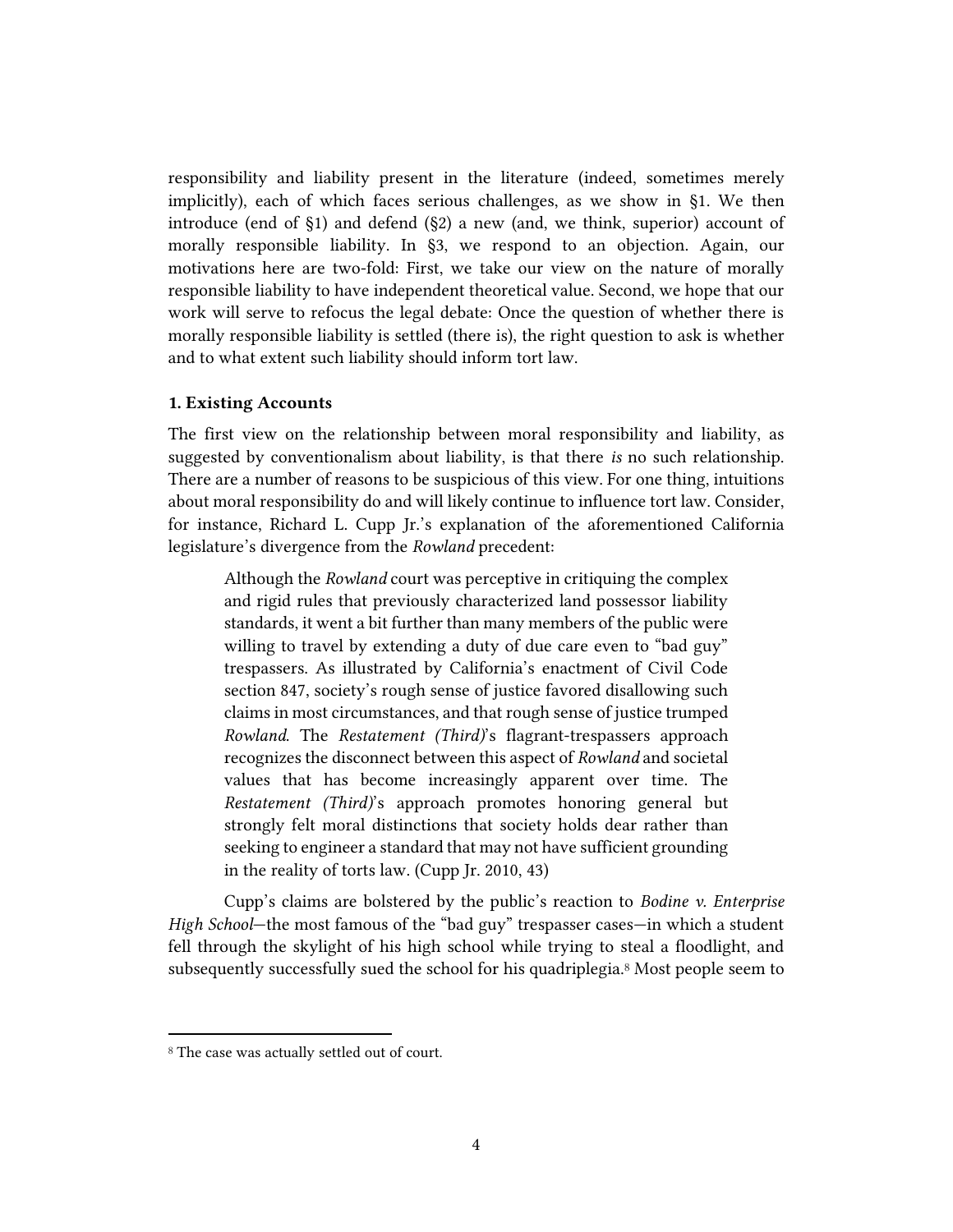responsibility and liability present in the literature (indeed, sometimes merely implicitly), each of which faces serious challenges, as we show in §1. We then introduce (end of §1) and defend (§2) a new (and, we think, superior) account of morally responsible liability. In §3, we respond to an objection. Again, our motivations here are two-fold: First, we take our view on the nature of morally responsible liability to have independent theoretical value. Second, we hope that our work will serve to refocus the legal debate: Once the question of whether there is morally responsible liability is settled (there is), the right question to ask is whether and to what extent such liability should inform tort law.

### 1. Existing Accounts

The first view on the relationship between moral responsibility and liability, as suggested by conventionalism about liability, is that there *is* no such relationship. There are a number of reasons to be suspicious of this view. For one thing, intuitions about moral responsibility do and will likely continue to influence tort law. Consider, for instance, Richard L. Cupp Jr.'s explanation of the aforementioned California legislature's divergence from the *Rowland* precedent:

> Although the *Rowland* court was perceptive in critiquing the complex and rigid rules that previously characterized land possessor liability standards, it went a bit further than many members of the public were willing to travel by extending a duty of due care even to "bad guy" trespassers. As illustrated by California's enactment of Civil Code section 847, society's rough sense of justice favored disallowing such claims in most circumstances, and that rough sense of justice trumped *Rowland*. The *Restatement (Third)*'s flagrant-trespassers approach recognizes the disconnect between this aspect of *Rowland* and societal values that has become increasingly apparent over time. The *Restatement (Third)*'s approach promotes honoring general but strongly felt moral distinctions that society holds dear rather than seeking to engineer a standard that may not have sufficient grounding in the reality of torts law. (Cupp Jr. 2010, 43)

Cupp's claims are bolstered by the public's reaction to *Bodine v. Enterprise High School*—the most famous of the "bad guy" trespasser cases—in which a student fell through the skylight of his high school while trying to steal a floodlight, and subsequently successfully sued the school for his quadriplegia.[8] Most people seem to

[8] The case was actually settled out of court.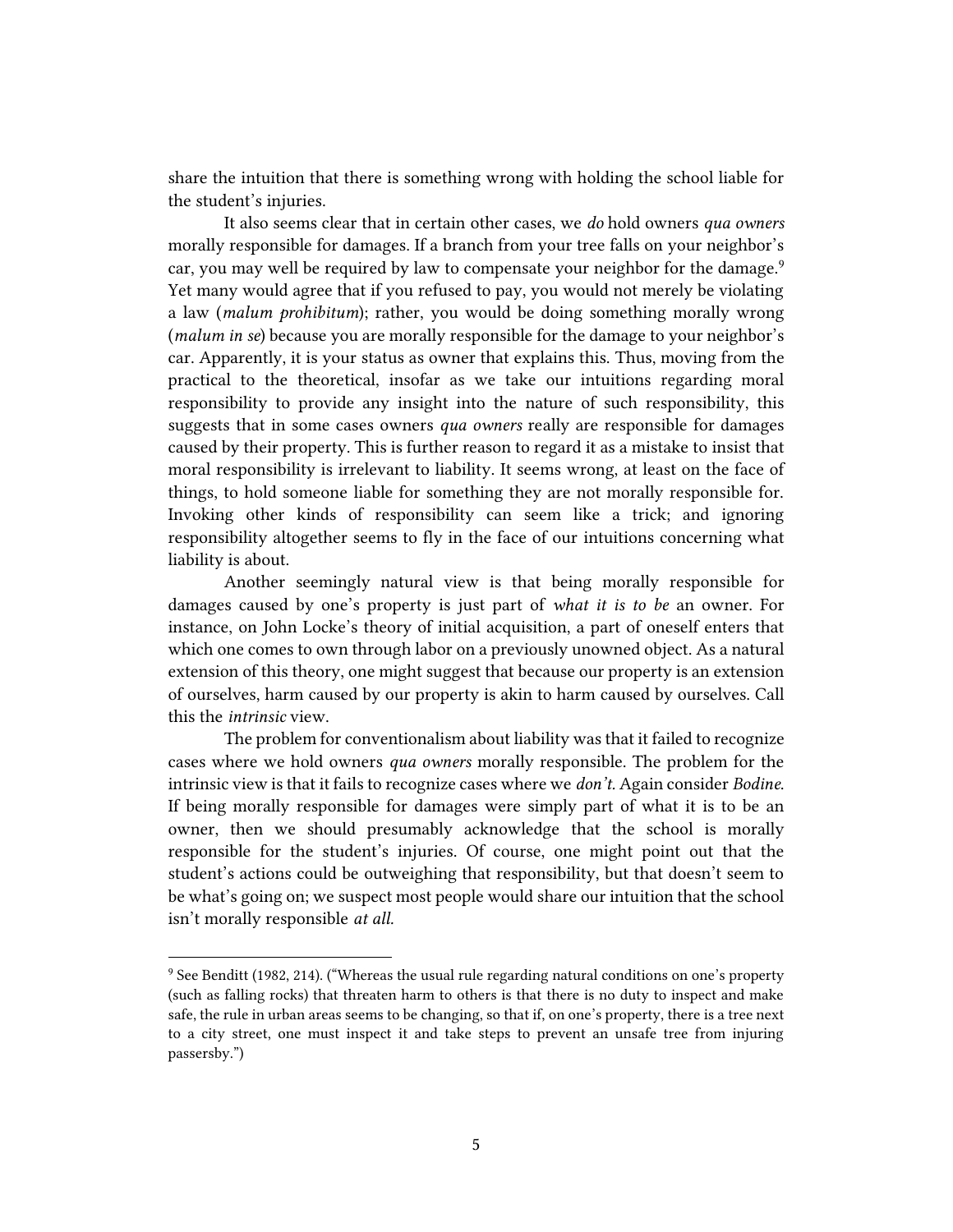share the intuition that there is something wrong with holding the school liable for the student's injuries.

It also seems clear that in certain other cases, we *do* hold owners *qua owners* morally responsible for damages. If a branch from your tree falls on your neighbor's car, you may well be required by law to compensate your neighbor for the damage.[9] Yet many would agree that if you refused to pay, you would not merely be violating a law (*malum prohibitum*); rather, you would be doing something morally wrong (*malum in se*) because you are morally responsible for the damage to your neighbor's car. Apparently, it is your status as owner that explains this. Thus, moving from the practical to the theoretical, insofar as we take our intuitions regarding moral responsibility to provide any insight into the nature of such responsibility, this suggests that in some cases owners *qua owners* really are responsible for damages caused by their property. This is further reason to regard it as a mistake to insist that moral responsibility is irrelevant to liability. It seems wrong, at least on the face of things, to hold someone liable for something they are not morally responsible for. Invoking other kinds of responsibility can seem like a trick; and ignoring responsibility altogether seems to fly in the face of our intuitions concerning what liability is about.

Another seemingly natural view is that being morally responsible for damages caused by one's property is just part of *what it is to be* an owner. For instance, on John Locke's theory of initial acquisition, a part of oneself enters that which one comes to own through labor on a previously unowned object. As a natural extension of this theory, one might suggest that because our property is an extension of ourselves, harm caused by our property is akin to harm caused by ourselves. Call this the *intrinsic* view.

The problem for conventionalism about liability was that it failed to recognize cases where we hold owners *qua owners* morally responsible. The problem for the intrinsic view is that it fails to recognize cases where we *don't*. Again consider *Bodine*. If being morally responsible for damages were simply part of what it is to be an owner, then we should presumably acknowledge that the school is morally responsible for the student's injuries. Of course, one might point out that the student's actions could be outweighing that responsibility, but that doesn't seem to be what's going on; we suspect most people would share our intuition that the school isn't morally responsible *at all*.

---

[9] See Benditt (1982, 214). ("Whereas the usual rule regarding natural conditions on one's property (such as falling rocks) that threaten harm to others is that there is no duty to inspect and make safe, the rule in urban areas seems to be changing, so that if, on one's property, there is a tree next to a city street, one must inspect it and take steps to prevent an unsafe tree from injuring passersby.")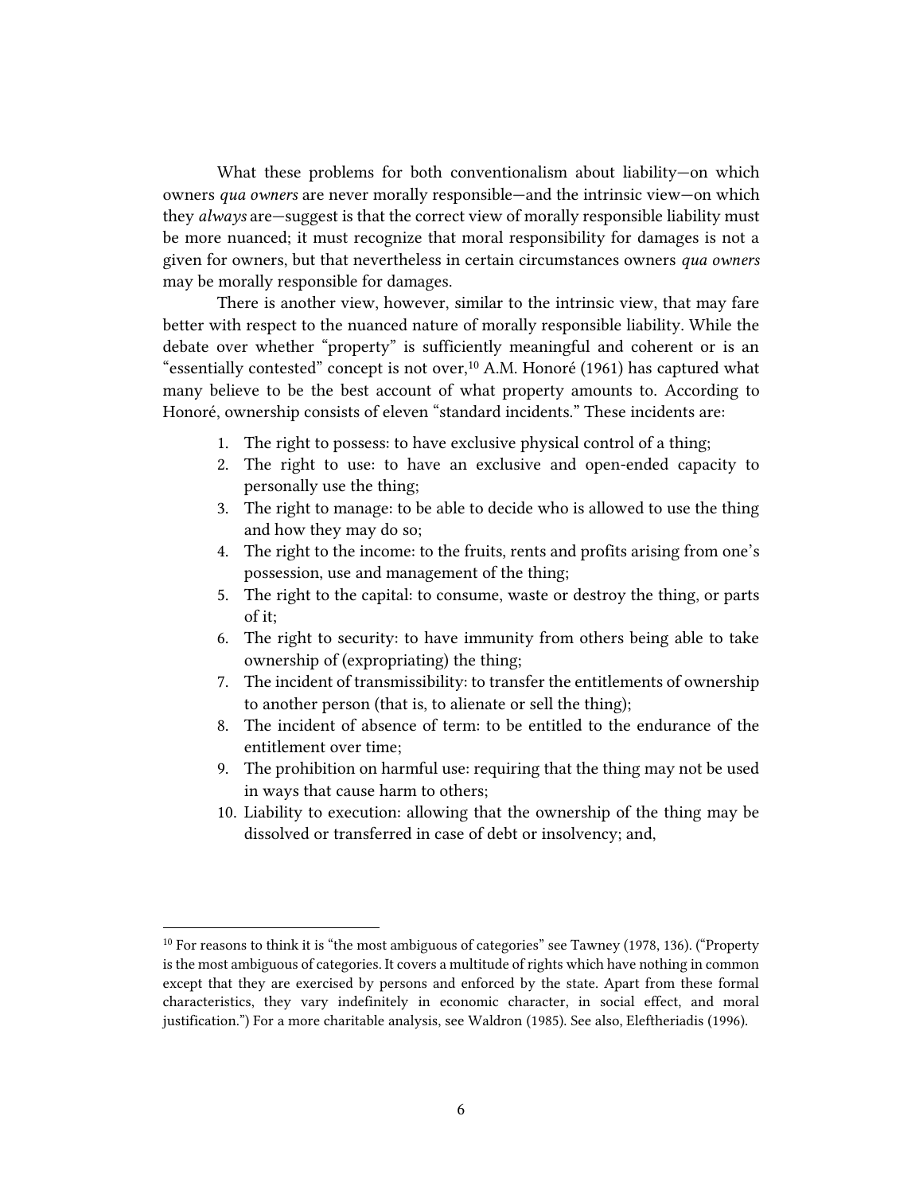What these problems for both conventionalism about liability—on which owners *qua owners* are never morally responsible—and the intrinsic view—on which they *always* are—suggest is that the correct view of morally responsible liability must be more nuanced; it must recognize that moral responsibility for damages is not a given for owners, but that nevertheless in certain circumstances owners *qua owners* may be morally responsible for damages.

There is another view, however, similar to the intrinsic view, that may fare better with respect to the nuanced nature of morally responsible liability. While the debate over whether "property" is sufficiently meaningful and coherent or is an "essentially contested" concept is not over,[10] A.M. Honoré (1961) has captured what many believe to be the best account of what property amounts to. According to Honoré, ownership consists of eleven "standard incidents." These incidents are:

1. The right to possess: to have exclusive physical control of a thing;
2. The right to use: to have an exclusive and open-ended capacity to personally use the thing;
3. The right to manage: to be able to decide who is allowed to use the thing and how they may do so;
4. The right to the income: to the fruits, rents and profits arising from one's possession, use and management of the thing;
5. The right to the capital: to consume, waste or destroy the thing, or parts of it;
6. The right to security: to have immunity from others being able to take ownership of (expropriating) the thing;
7. The incident of transmissibility: to transfer the entitlements of ownership to another person (that is, to alienate or sell the thing);
8. The incident of absence of term: to be entitled to the endurance of the entitlement over time;
9. The prohibition on harmful use: requiring that the thing may not be used in ways that cause harm to others;
10. Liability to execution: allowing that the ownership of the thing may be dissolved or transferred in case of debt or insolvency; and,

---

[10] For reasons to think it is "the most ambiguous of categories" see Tawney (1978, 136). ("Property is the most ambiguous of categories. It covers a multitude of rights which have nothing in common except that they are exercised by persons and enforced by the state. Apart from these formal characteristics, they vary indefinitely in economic character, in social effect, and moral justification.") For a more charitable analysis, see Waldron (1985). See also, Eleftheriadis (1996).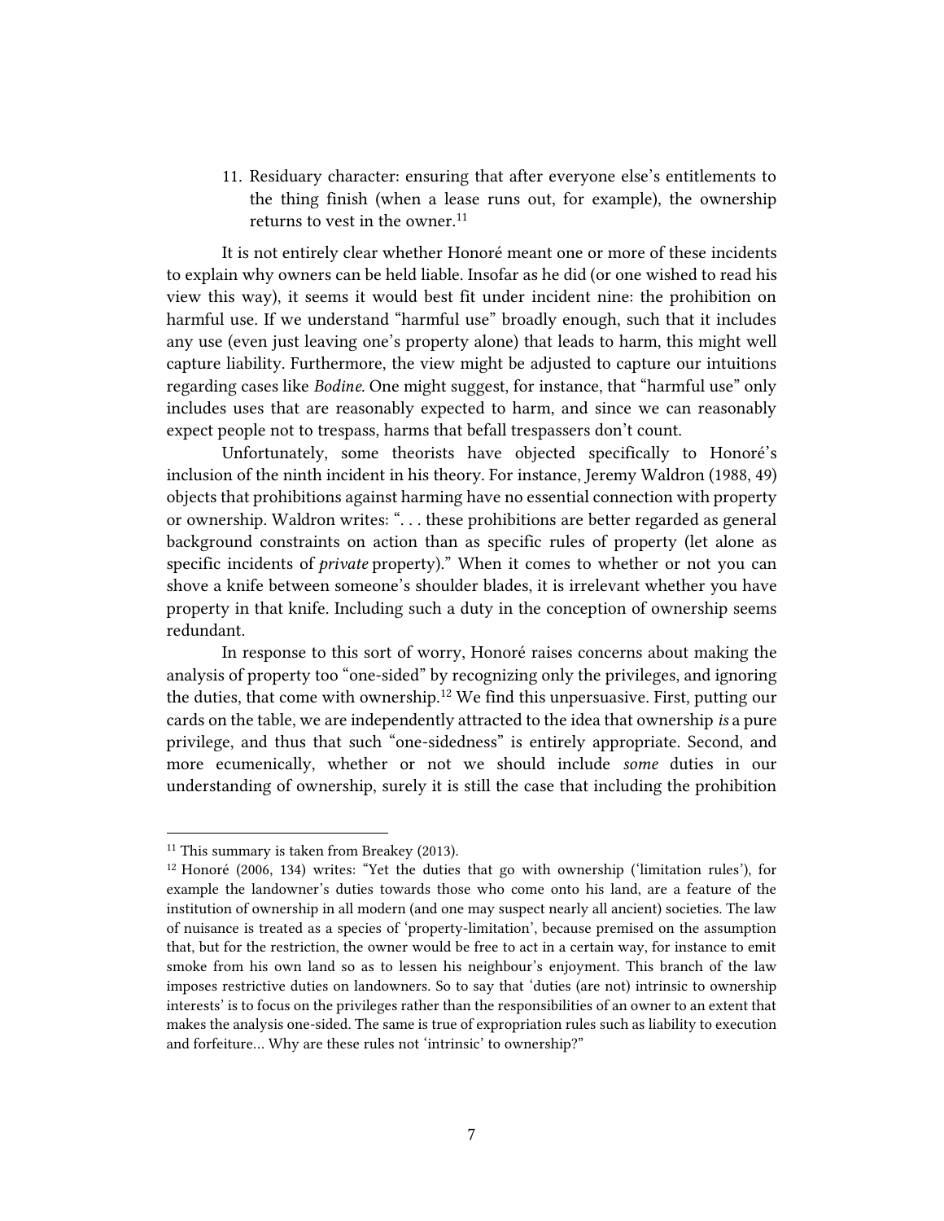11. Residuary character: ensuring that after everyone else's entitlements to the thing finish (when a lease runs out, for example), the ownership returns to vest in the owner.[11]

It is not entirely clear whether Honoré meant one or more of these incidents to explain why owners can be held liable. Insofar as he did (or one wished to read his view this way), it seems it would best fit under incident nine: the prohibition on harmful use. If we understand "harmful use" broadly enough, such that it includes any use (even just leaving one's property alone) that leads to harm, this might well capture liability. Furthermore, the view might be adjusted to capture our intuitions regarding cases like *Bodine*. One might suggest, for instance, that "harmful use" only includes uses that are reasonably expected to harm, and since we can reasonably expect people not to trespass, harms that befall trespassers don't count.

Unfortunately, some theorists have objected specifically to Honoré's inclusion of the ninth incident in his theory. For instance, Jeremy Waldron (1988, 49) objects that prohibitions against harming have no essential connection with property or ownership. Waldron writes: ". . . these prohibitions are better regarded as general background constraints on action than as specific rules of property (let alone as specific incidents of *private* property)." When it comes to whether or not you can shove a knife between someone's shoulder blades, it is irrelevant whether you have property in that knife. Including such a duty in the conception of ownership seems redundant.

In response to this sort of worry, Honoré raises concerns about making the analysis of property too "one-sided" by recognizing only the privileges, and ignoring the duties, that come with ownership.[12] We find this unpersuasive. First, putting our cards on the table, we are independently attracted to the idea that ownership *is* a pure privilege, and thus that such "one-sidedness" is entirely appropriate. Second, and more ecumenically, whether or not we should include *some* duties in our understanding of ownership, surely it is still the case that including the prohibition

---

[11] This summary is taken from Breakey (2013).

[12] Honoré (2006, 134) writes: "Yet the duties that go with ownership ('limitation rules'), for example the landowner's duties towards those who come onto his land, are a feature of the institution of ownership in all modern (and one may suspect nearly all ancient) societies. The law of nuisance is treated as a species of 'property-limitation', because premised on the assumption that, but for the restriction, the owner would be free to act in a certain way, for instance to emit smoke from his own land so as to lessen his neighbour's enjoyment. This branch of the law imposes restrictive duties on landowners. So to say that 'duties (are not) intrinsic to ownership interests' is to focus on the privileges rather than the responsibilities of an owner to an extent that makes the analysis one-sided. The same is true of expropriation rules such as liability to execution and forfeiture… Why are these rules not 'intrinsic' to ownership?"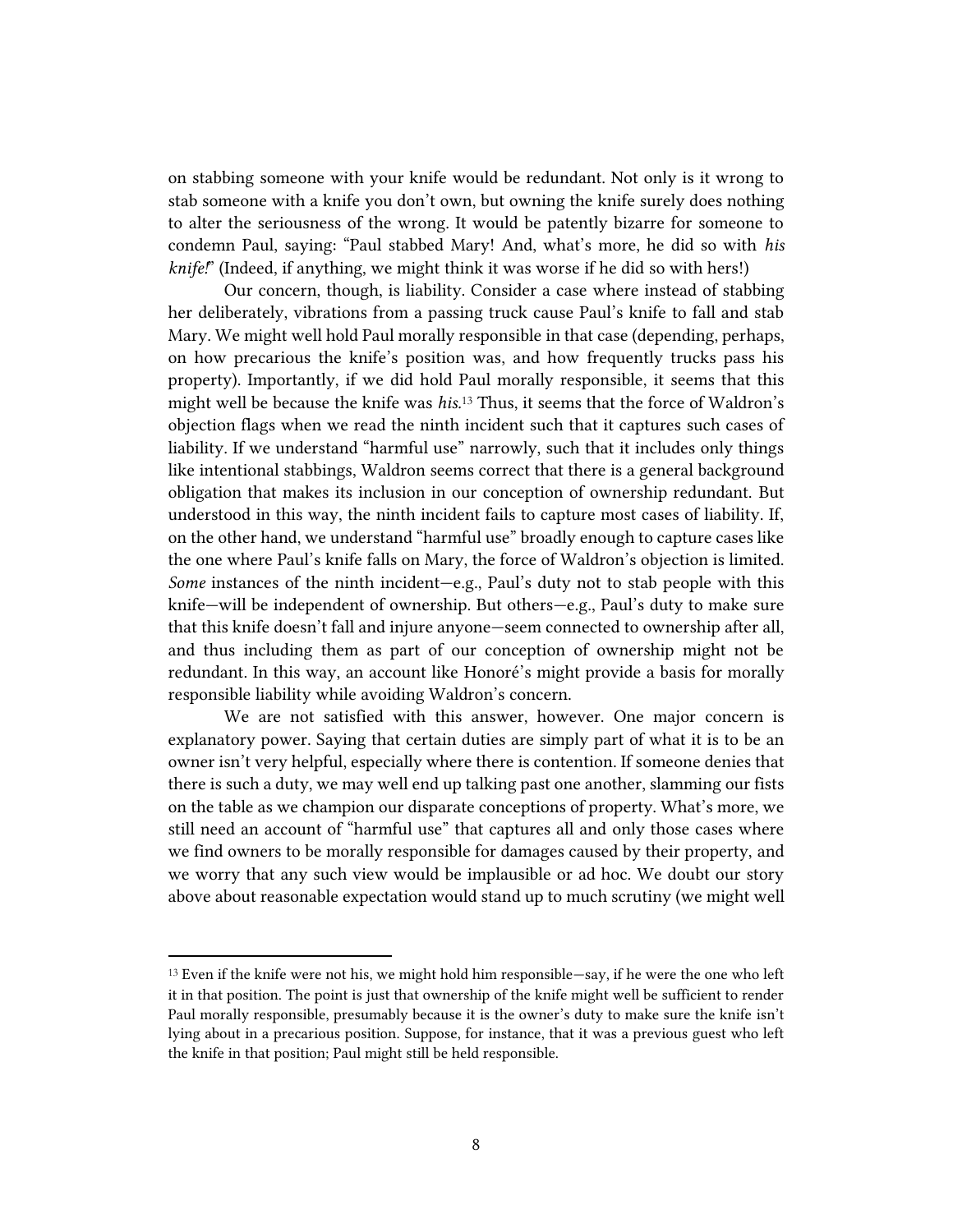on stabbing someone with your knife would be redundant. Not only is it wrong to stab someone with a knife you don't own, but owning the knife surely does nothing to alter the seriousness of the wrong. It would be patently bizarre for someone to condemn Paul, saying: "Paul stabbed Mary! And, what's more, he did so with *his knife!*" (Indeed, if anything, we might think it was worse if he did so with hers!)

Our concern, though, is liability. Consider a case where instead of stabbing her deliberately, vibrations from a passing truck cause Paul's knife to fall and stab Mary. We might well hold Paul morally responsible in that case (depending, perhaps, on how precarious the knife's position was, and how frequently trucks pass his property). Importantly, if we did hold Paul morally responsible, it seems that this might well be because the knife was *his*.[13] Thus, it seems that the force of Waldron's objection flags when we read the ninth incident such that it captures such cases of liability. If we understand "harmful use" narrowly, such that it includes only things like intentional stabbings, Waldron seems correct that there is a general background obligation that makes its inclusion in our conception of ownership redundant. But understood in this way, the ninth incident fails to capture most cases of liability. If, on the other hand, we understand "harmful use" broadly enough to capture cases like the one where Paul's knife falls on Mary, the force of Waldron's objection is limited. *Some* instances of the ninth incident—e.g., Paul's duty not to stab people with this knife—will be independent of ownership. But others—e.g., Paul's duty to make sure that this knife doesn't fall and injure anyone—seem connected to ownership after all, and thus including them as part of our conception of ownership might not be redundant. In this way, an account like Honoré's might provide a basis for morally responsible liability while avoiding Waldron's concern.

We are not satisfied with this answer, however. One major concern is explanatory power. Saying that certain duties are simply part of what it is to be an owner isn't very helpful, especially where there is contention. If someone denies that there is such a duty, we may well end up talking past one another, slamming our fists on the table as we champion our disparate conceptions of property. What's more, we still need an account of "harmful use" that captures all and only those cases where we find owners to be morally responsible for damages caused by their property, and we worry that any such view would be implausible or ad hoc. We doubt our story above about reasonable expectation would stand up to much scrutiny (we might well

[13] Even if the knife were not his, we might hold him responsible—say, if he were the one who left it in that position. The point is just that ownership of the knife might well be sufficient to render Paul morally responsible, presumably because it is the owner's duty to make sure the knife isn't lying about in a precarious position. Suppose, for instance, that it was a previous guest who left the knife in that position; Paul might still be held responsible.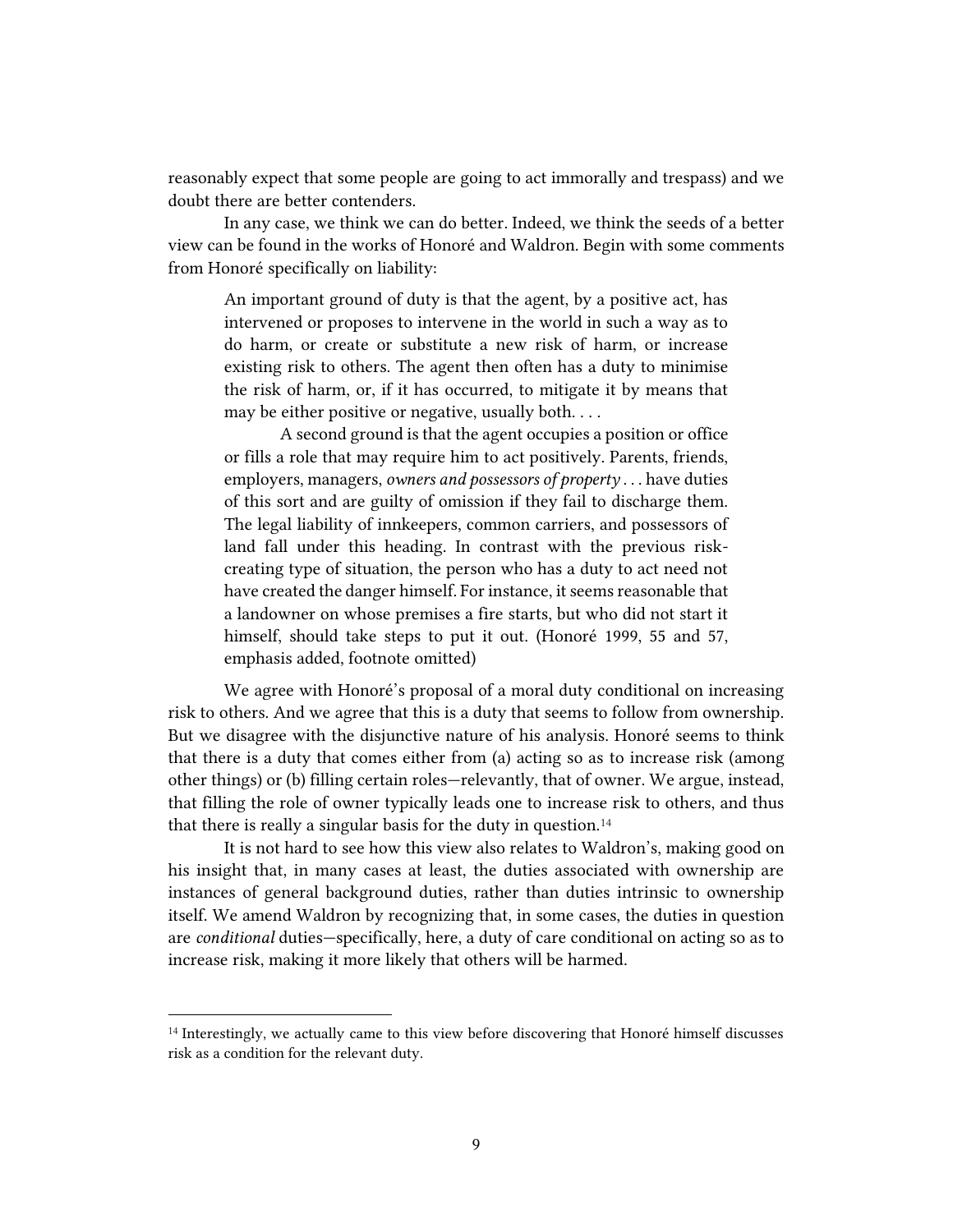reasonably expect that some people are going to act immorally and trespass) and we doubt there are better contenders.

In any case, we think we can do better. Indeed, we think the seeds of a better view can be found in the works of Honoré and Waldron. Begin with some comments from Honoré specifically on liability:

> An important ground of duty is that the agent, by a positive act, has intervened or proposes to intervene in the world in such a way as to do harm, or create or substitute a new risk of harm, or increase existing risk to others. The agent then often has a duty to minimise the risk of harm, or, if it has occurred, to mitigate it by means that may be either positive or negative, usually both. . . .
>
> A second ground is that the agent occupies a position or office or fills a role that may require him to act positively. Parents, friends, employers, managers, *owners and possessors of property* . . . have duties of this sort and are guilty of omission if they fail to discharge them. The legal liability of innkeepers, common carriers, and possessors of land fall under this heading. In contrast with the previous risk-creating type of situation, the person who has a duty to act need not have created the danger himself. For instance, it seems reasonable that a landowner on whose premises a fire starts, but who did not start it himself, should take steps to put it out. (Honoré 1999, 55 and 57, emphasis added, footnote omitted)

We agree with Honoré's proposal of a moral duty conditional on increasing risk to others. And we agree that this is a duty that seems to follow from ownership. But we disagree with the disjunctive nature of his analysis. Honoré seems to think that there is a duty that comes either from (a) acting so as to increase risk (among other things) or (b) filling certain roles—relevantly, that of owner. We argue, instead, that filling the role of owner typically leads one to increase risk to others, and thus that there is really a singular basis for the duty in question.[14]

It is not hard to see how this view also relates to Waldron's, making good on his insight that, in many cases at least, the duties associated with ownership are instances of general background duties, rather than duties intrinsic to ownership itself. We amend Waldron by recognizing that, in some cases, the duties in question are *conditional* duties—specifically, here, a duty of care conditional on acting so as to increase risk, making it more likely that others will be harmed.

---

[14] Interestingly, we actually came to this view before discovering that Honoré himself discusses risk as a condition for the relevant duty.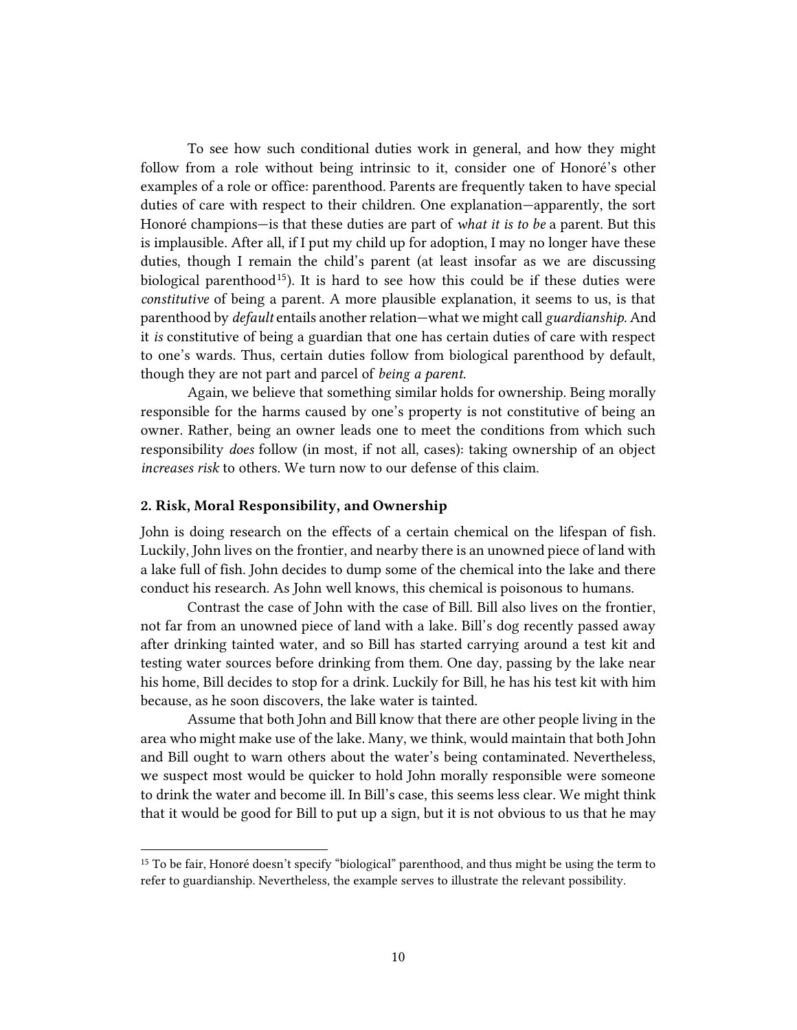To see how such conditional duties work in general, and how they might follow from a role without being intrinsic to it, consider one of Honoré's other examples of a role or office: parenthood. Parents are frequently taken to have special duties of care with respect to their children. One explanation—apparently, the sort Honoré champions—is that these duties are part of *what it is to be* a parent. But this is implausible. After all, if I put my child up for adoption, I may no longer have these duties, though I remain the child's parent (at least insofar as we are discussing biological parenthood[15]). It is hard to see how this could be if these duties were *constitutive* of being a parent. A more plausible explanation, it seems to us, is that parenthood by *default* entails another relation—what we might call *guardianship.* And it *is* constitutive of being a guardian that one has certain duties of care with respect to one's wards. Thus, certain duties follow from biological parenthood by default, though they are not part and parcel of *being a parent.*

Again, we believe that something similar holds for ownership. Being morally responsible for the harms caused by one's property is not constitutive of being an owner. Rather, being an owner leads one to meet the conditions from which such responsibility *does* follow (in most, if not all, cases): taking ownership of an object *increases risk* to others. We turn now to our defense of this claim.

## 2. Risk, Moral Responsibility, and Ownership

John is doing research on the effects of a certain chemical on the lifespan of fish. Luckily, John lives on the frontier, and nearby there is an unowned piece of land with a lake full of fish. John decides to dump some of the chemical into the lake and there conduct his research. As John well knows, this chemical is poisonous to humans.

Contrast the case of John with the case of Bill. Bill also lives on the frontier, not far from an unowned piece of land with a lake. Bill's dog recently passed away after drinking tainted water, and so Bill has started carrying around a test kit and testing water sources before drinking from them. One day, passing by the lake near his home, Bill decides to stop for a drink. Luckily for Bill, he has his test kit with him because, as he soon discovers, the lake water is tainted.

Assume that both John and Bill know that there are other people living in the area who might make use of the lake. Many, we think, would maintain that both John and Bill ought to warn others about the water's being contaminated. Nevertheless, we suspect most would be quicker to hold John morally responsible were someone to drink the water and become ill. In Bill's case, this seems less clear. We might think that it would be good for Bill to put up a sign, but it is not obvious to us that he may

[15] To be fair, Honoré doesn't specify "biological" parenthood, and thus might be using the term to refer to guardianship. Nevertheless, the example serves to illustrate the relevant possibility.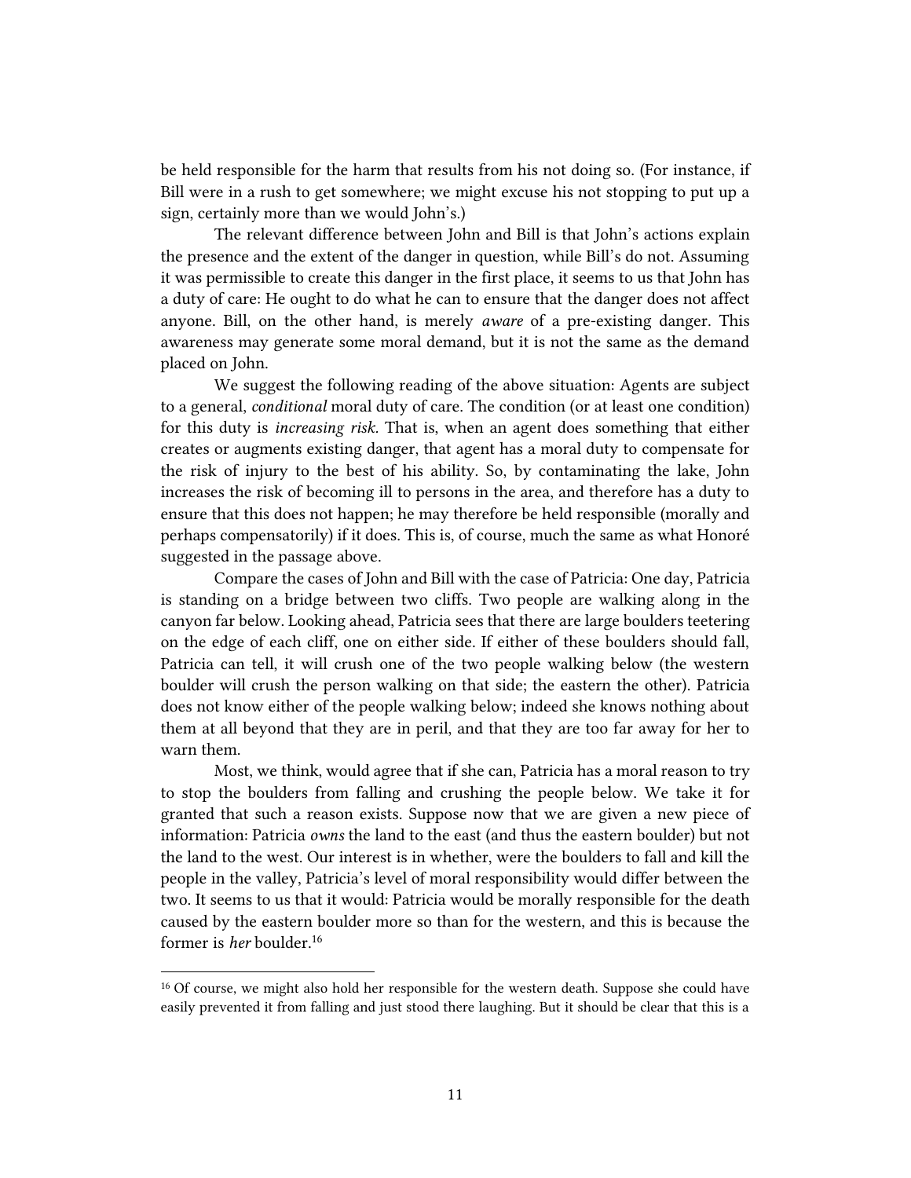be held responsible for the harm that results from his not doing so. (For instance, if Bill were in a rush to get somewhere; we might excuse his not stopping to put up a sign, certainly more than we would John's.)

The relevant difference between John and Bill is that John's actions explain the presence and the extent of the danger in question, while Bill's do not. Assuming it was permissible to create this danger in the first place, it seems to us that John has a duty of care: He ought to do what he can to ensure that the danger does not affect anyone. Bill, on the other hand, is merely *aware* of a pre-existing danger. This awareness may generate some moral demand, but it is not the same as the demand placed on John.

We suggest the following reading of the above situation: Agents are subject to a general, *conditional* moral duty of care. The condition (or at least one condition) for this duty is *increasing risk*. That is, when an agent does something that either creates or augments existing danger, that agent has a moral duty to compensate for the risk of injury to the best of his ability. So, by contaminating the lake, John increases the risk of becoming ill to persons in the area, and therefore has a duty to ensure that this does not happen; he may therefore be held responsible (morally and perhaps compensatorily) if it does. This is, of course, much the same as what Honoré suggested in the passage above.

Compare the cases of John and Bill with the case of Patricia: One day, Patricia is standing on a bridge between two cliffs. Two people are walking along in the canyon far below. Looking ahead, Patricia sees that there are large boulders teetering on the edge of each cliff, one on either side. If either of these boulders should fall, Patricia can tell, it will crush one of the two people walking below (the western boulder will crush the person walking on that side; the eastern the other). Patricia does not know either of the people walking below; indeed she knows nothing about them at all beyond that they are in peril, and that they are too far away for her to warn them.

Most, we think, would agree that if she can, Patricia has a moral reason to try to stop the boulders from falling and crushing the people below. We take it for granted that such a reason exists. Suppose now that we are given a new piece of information: Patricia *owns* the land to the east (and thus the eastern boulder) but not the land to the west. Our interest is in whether, were the boulders to fall and kill the people in the valley, Patricia's level of moral responsibility would differ between the two. It seems to us that it would: Patricia would be morally responsible for the death caused by the eastern boulder more so than for the western, and this is because the former is *her* boulder.[16]

[16] Of course, we might also hold her responsible for the western death. Suppose she could have easily prevented it from falling and just stood there laughing. But it should be clear that this is a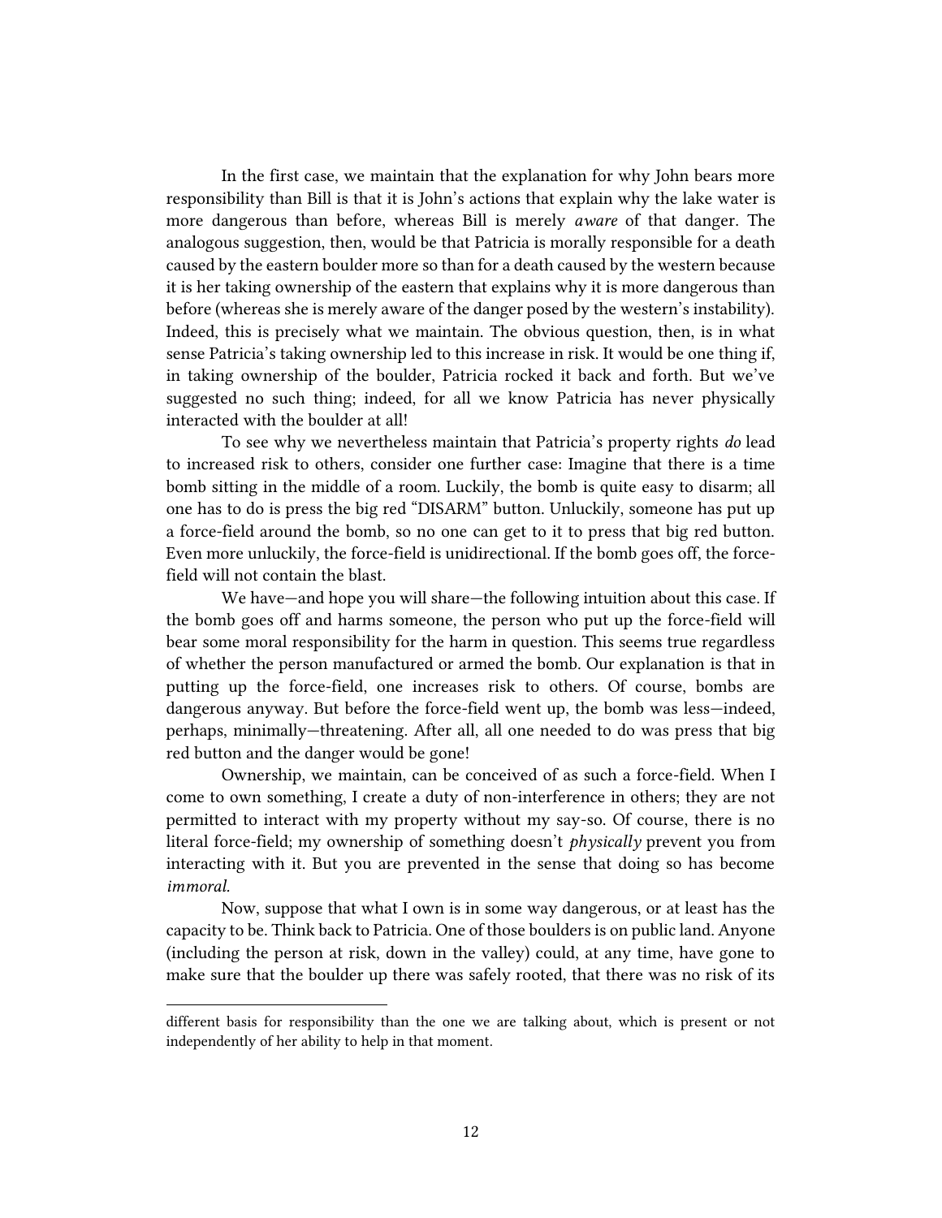In the first case, we maintain that the explanation for why John bears more responsibility than Bill is that it is John's actions that explain why the lake water is more dangerous than before, whereas Bill is merely *aware* of that danger. The analogous suggestion, then, would be that Patricia is morally responsible for a death caused by the eastern boulder more so than for a death caused by the western because it is her taking ownership of the eastern that explains why it is more dangerous than before (whereas she is merely aware of the danger posed by the western's instability). Indeed, this is precisely what we maintain. The obvious question, then, is in what sense Patricia's taking ownership led to this increase in risk. It would be one thing if, in taking ownership of the boulder, Patricia rocked it back and forth. But we've suggested no such thing; indeed, for all we know Patricia has never physically interacted with the boulder at all!

To see why we nevertheless maintain that Patricia's property rights *do* lead to increased risk to others, consider one further case: Imagine that there is a time bomb sitting in the middle of a room. Luckily, the bomb is quite easy to disarm; all one has to do is press the big red "DISARM" button. Unluckily, someone has put up a force-field around the bomb, so no one can get to it to press that big red button. Even more unluckily, the force-field is unidirectional. If the bomb goes off, the force-field will not contain the blast.

We have—and hope you will share—the following intuition about this case. If the bomb goes off and harms someone, the person who put up the force-field will bear some moral responsibility for the harm in question. This seems true regardless of whether the person manufactured or armed the bomb. Our explanation is that in putting up the force-field, one increases risk to others. Of course, bombs are dangerous anyway. But before the force-field went up, the bomb was less—indeed, perhaps, minimally—threatening. After all, all one needed to do was press that big red button and the danger would be gone!

Ownership, we maintain, can be conceived of as such a force-field. When I come to own something, I create a duty of non-interference in others; they are not permitted to interact with my property without my say-so. Of course, there is no literal force-field; my ownership of something doesn't *physically* prevent you from interacting with it. But you are prevented in the sense that doing so has become *immoral*.

Now, suppose that what I own is in some way dangerous, or at least has the capacity to be. Think back to Patricia. One of those boulders is on public land. Anyone (including the person at risk, down in the valley) could, at any time, have gone to make sure that the boulder up there was safely rooted, that there was no risk of its

different basis for responsibility than the one we are talking about, which is present or not independently of her ability to help in that moment.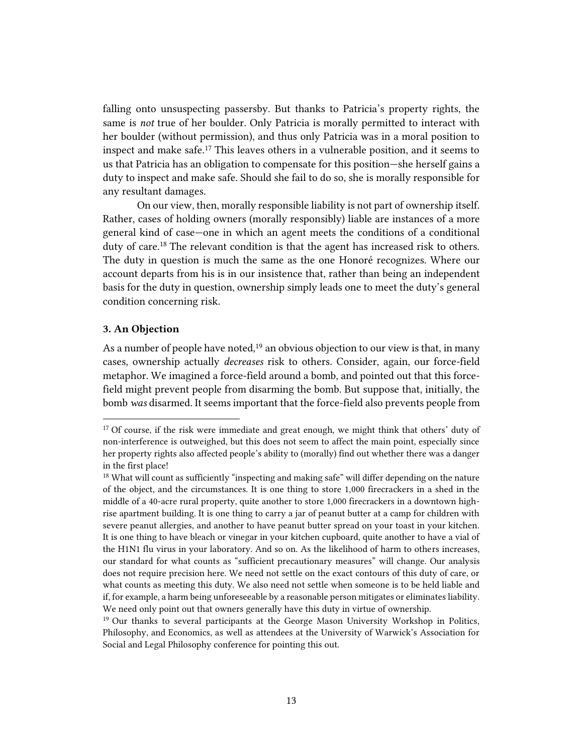falling onto unsuspecting passersby. But thanks to Patricia's property rights, the same is *not* true of her boulder. Only Patricia is morally permitted to interact with her boulder (without permission), and thus only Patricia was in a moral position to inspect and make safe.[17] This leaves others in a vulnerable position, and it seems to us that Patricia has an obligation to compensate for this position—she herself gains a duty to inspect and make safe. Should she fail to do so, she is morally responsible for any resultant damages.

On our view, then, morally responsible liability is not part of ownership itself. Rather, cases of holding owners (morally responsibly) liable are instances of a more general kind of case—one in which an agent meets the conditions of a conditional duty of care.[18] The relevant condition is that the agent has increased risk to others. The duty in question is much the same as the one Honoré recognizes. Where our account departs from his is in our insistence that, rather than being an independent basis for the duty in question, ownership simply leads one to meet the duty's general condition concerning risk.

### 3. An Objection

As a number of people have noted,[19] an obvious objection to our view is that, in many cases, ownership actually *decreases* risk to others. Consider, again, our force-field metaphor. We imagined a force-field around a bomb, and pointed out that this force-field might prevent people from disarming the bomb. But suppose that, initially, the bomb *was* disarmed. It seems important that the force-field also prevents people from

---

[17] Of course, if the risk were immediate and great enough, we might think that others' duty of non-interference is outweighed, but this does not seem to affect the main point, especially since her property rights also affected people's ability to (morally) find out whether there was a danger in the first place!

[18] What will count as sufficiently "inspecting and making safe" will differ depending on the nature of the object, and the circumstances. It is one thing to store 1,000 firecrackers in a shed in the middle of a 40-acre rural property, quite another to store 1,000 firecrackers in a downtown high-rise apartment building. It is one thing to carry a jar of peanut butter at a camp for children with severe peanut allergies, and another to have peanut butter spread on your toast in your kitchen. It is one thing to have bleach or vinegar in your kitchen cupboard, quite another to have a vial of the H1N1 flu virus in your laboratory. And so on. As the likelihood of harm to others increases, our standard for what counts as "sufficient precautionary measures" will change. Our analysis does not require precision here. We need not settle on the exact contours of this duty of care, or what counts as meeting this duty. We also need not settle when someone is to be held liable and if, for example, a harm being unforeseeable by a reasonable person mitigates or eliminates liability. We need only point out that owners generally have this duty in virtue of ownership.

[19] Our thanks to several participants at the George Mason University Workshop in Politics, Philosophy, and Economics, as well as attendees at the University of Warwick's Association for Social and Legal Philosophy conference for pointing this out.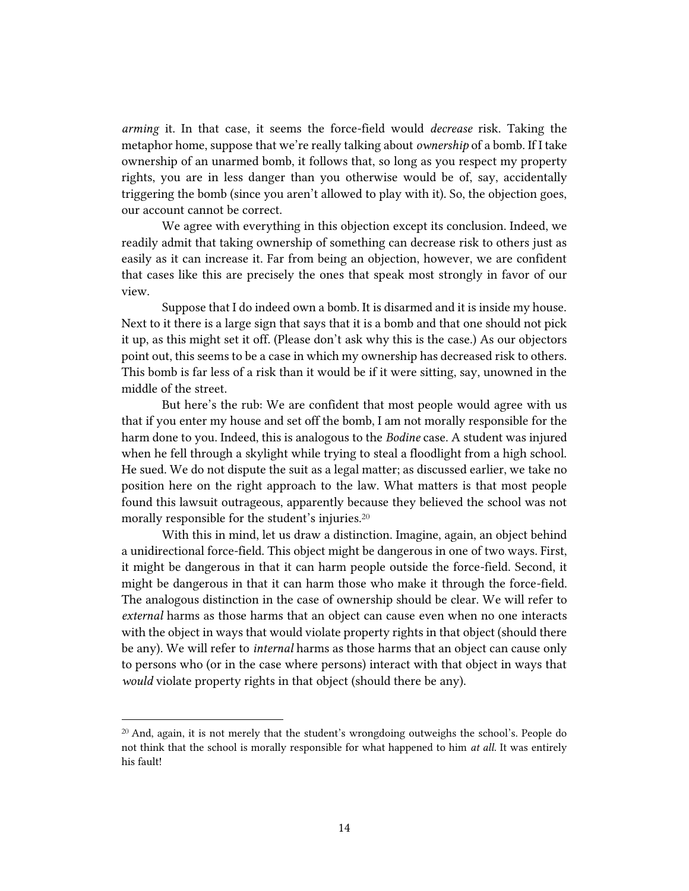*arming* it. In that case, it seems the force-field would *decrease* risk. Taking the metaphor home, suppose that we're really talking about *ownership* of a bomb. If I take ownership of an unarmed bomb, it follows that, so long as you respect my property rights, you are in less danger than you otherwise would be of, say, accidentally triggering the bomb (since you aren't allowed to play with it). So, the objection goes, our account cannot be correct.

We agree with everything in this objection except its conclusion. Indeed, we readily admit that taking ownership of something can decrease risk to others just as easily as it can increase it. Far from being an objection, however, we are confident that cases like this are precisely the ones that speak most strongly in favor of our view.

Suppose that I do indeed own a bomb. It is disarmed and it is inside my house. Next to it there is a large sign that says that it is a bomb and that one should not pick it up, as this might set it off. (Please don't ask why this is the case.) As our objectors point out, this seems to be a case in which my ownership has decreased risk to others. This bomb is far less of a risk than it would be if it were sitting, say, unowned in the middle of the street.

But here's the rub: We are confident that most people would agree with us that if you enter my house and set off the bomb, I am not morally responsible for the harm done to you. Indeed, this is analogous to the *Bodine* case. A student was injured when he fell through a skylight while trying to steal a floodlight from a high school. He sued. We do not dispute the suit as a legal matter; as discussed earlier, we take no position here on the right approach to the law. What matters is that most people found this lawsuit outrageous, apparently because they believed the school was not morally responsible for the student's injuries.[20]

With this in mind, let us draw a distinction. Imagine, again, an object behind a unidirectional force-field. This object might be dangerous in one of two ways. First, it might be dangerous in that it can harm people outside the force-field. Second, it might be dangerous in that it can harm those who make it through the force-field. The analogous distinction in the case of ownership should be clear. We will refer to *external* harms as those harms that an object can cause even when no one interacts with the object in ways that would violate property rights in that object (should there be any). We will refer to *internal* harms as those harms that an object can cause only to persons who (or in the case where persons) interact with that object in ways that *would* violate property rights in that object (should there be any).

---

[20] And, again, it is not merely that the student's wrongdoing outweighs the school's. People do not think that the school is morally responsible for what happened to him *at all*. It was entirely his fault!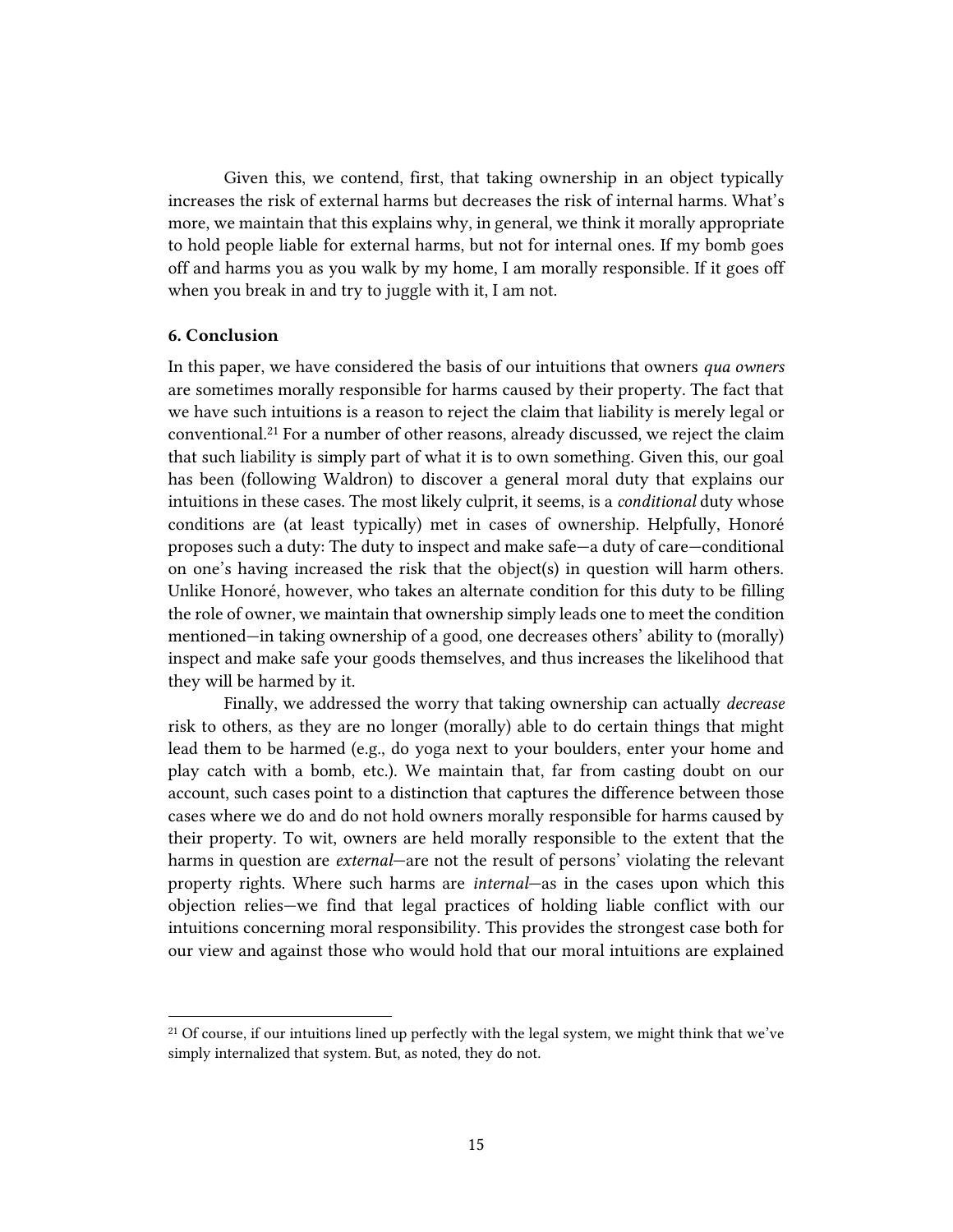Given this, we contend, first, that taking ownership in an object typically increases the risk of external harms but decreases the risk of internal harms. What's more, we maintain that this explains why, in general, we think it morally appropriate to hold people liable for external harms, but not for internal ones. If my bomb goes off and harms you as you walk by my home, I am morally responsible. If it goes off when you break in and try to juggle with it, I am not.

## 6. Conclusion

In this paper, we have considered the basis of our intuitions that owners *qua owners* are sometimes morally responsible for harms caused by their property. The fact that we have such intuitions is a reason to reject the claim that liability is merely legal or conventional.[21] For a number of other reasons, already discussed, we reject the claim that such liability is simply part of what it is to own something. Given this, our goal has been (following Waldron) to discover a general moral duty that explains our intuitions in these cases. The most likely culprit, it seems, is a *conditional* duty whose conditions are (at least typically) met in cases of ownership. Helpfully, Honoré proposes such a duty: The duty to inspect and make safe—a duty of care—conditional on one's having increased the risk that the object(s) in question will harm others. Unlike Honoré, however, who takes an alternate condition for this duty to be filling the role of owner, we maintain that ownership simply leads one to meet the condition mentioned—in taking ownership of a good, one decreases others' ability to (morally) inspect and make safe your goods themselves, and thus increases the likelihood that they will be harmed by it.

Finally, we addressed the worry that taking ownership can actually *decrease* risk to others, as they are no longer (morally) able to do certain things that might lead them to be harmed (e.g., do yoga next to your boulders, enter your home and play catch with a bomb, etc.). We maintain that, far from casting doubt on our account, such cases point to a distinction that captures the difference between those cases where we do and do not hold owners morally responsible for harms caused by their property. To wit, owners are held morally responsible to the extent that the harms in question are *external*—are not the result of persons' violating the relevant property rights. Where such harms are *internal*—as in the cases upon which this objection relies—we find that legal practices of holding liable conflict with our intuitions concerning moral responsibility. This provides the strongest case both for our view and against those who would hold that our moral intuitions are explained

[21] Of course, if our intuitions lined up perfectly with the legal system, we might think that we've simply internalized that system. But, as noted, they do not.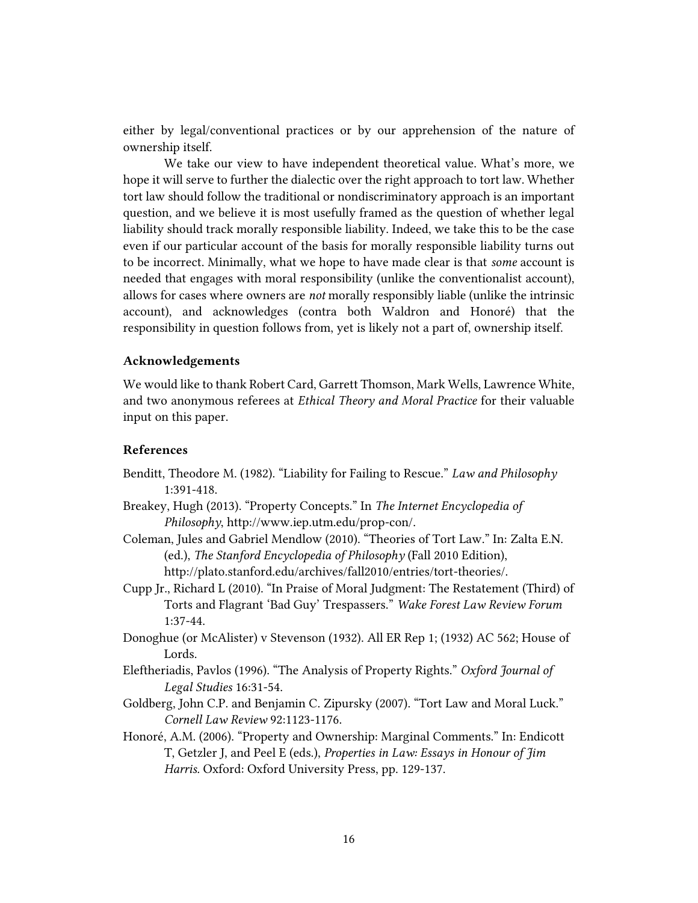either by legal/conventional practices or by our apprehension of the nature of ownership itself.

We take our view to have independent theoretical value. What's more, we hope it will serve to further the dialectic over the right approach to tort law. Whether tort law should follow the traditional or nondiscriminatory approach is an important question, and we believe it is most usefully framed as the question of whether legal liability should track morally responsible liability. Indeed, we take this to be the case even if our particular account of the basis for morally responsible liability turns out to be incorrect. Minimally, what we hope to have made clear is that *some* account is needed that engages with moral responsibility (unlike the conventionalist account), allows for cases where owners are *not* morally responsibly liable (unlike the intrinsic account), and acknowledges (contra both Waldron and Honoré) that the responsibility in question follows from, yet is likely not a part of, ownership itself.

### Acknowledgements

We would like to thank Robert Card, Garrett Thomson, Mark Wells, Lawrence White, and two anonymous referees at *Ethical Theory and Moral Practice* for their valuable input on this paper.

### References

Benditt, Theodore M. (1982). "Liability for Failing to Rescue." *Law and Philosophy* 1:391-418.

Breakey, Hugh (2013). "Property Concepts." In *The Internet Encyclopedia of Philosophy*, http://www.iep.utm.edu/prop-con/.

Coleman, Jules and Gabriel Mendlow (2010). "Theories of Tort Law." In: Zalta E.N. (ed.), *The Stanford Encyclopedia of Philosophy* (Fall 2010 Edition), http://plato.stanford.edu/archives/fall2010/entries/tort-theories/.

Cupp Jr., Richard L (2010). "In Praise of Moral Judgment: The Restatement (Third) of Torts and Flagrant 'Bad Guy' Trespassers." *Wake Forest Law Review Forum* 1:37-44.

Donoghue (or McAlister) v Stevenson (1932). All ER Rep 1; (1932) AC 562; House of Lords.

Eleftheriadis, Pavlos (1996). "The Analysis of Property Rights." *Oxford Journal of Legal Studies* 16:31-54.

Goldberg, John C.P. and Benjamin C. Zipursky (2007). "Tort Law and Moral Luck." *Cornell Law Review* 92:1123-1176.

Honoré, A.M. (2006). "Property and Ownership: Marginal Comments." In: Endicott T, Getzler J, and Peel E (eds.), *Properties in Law: Essays in Honour of Jim Harris.* Oxford: Oxford University Press, pp. 129-137.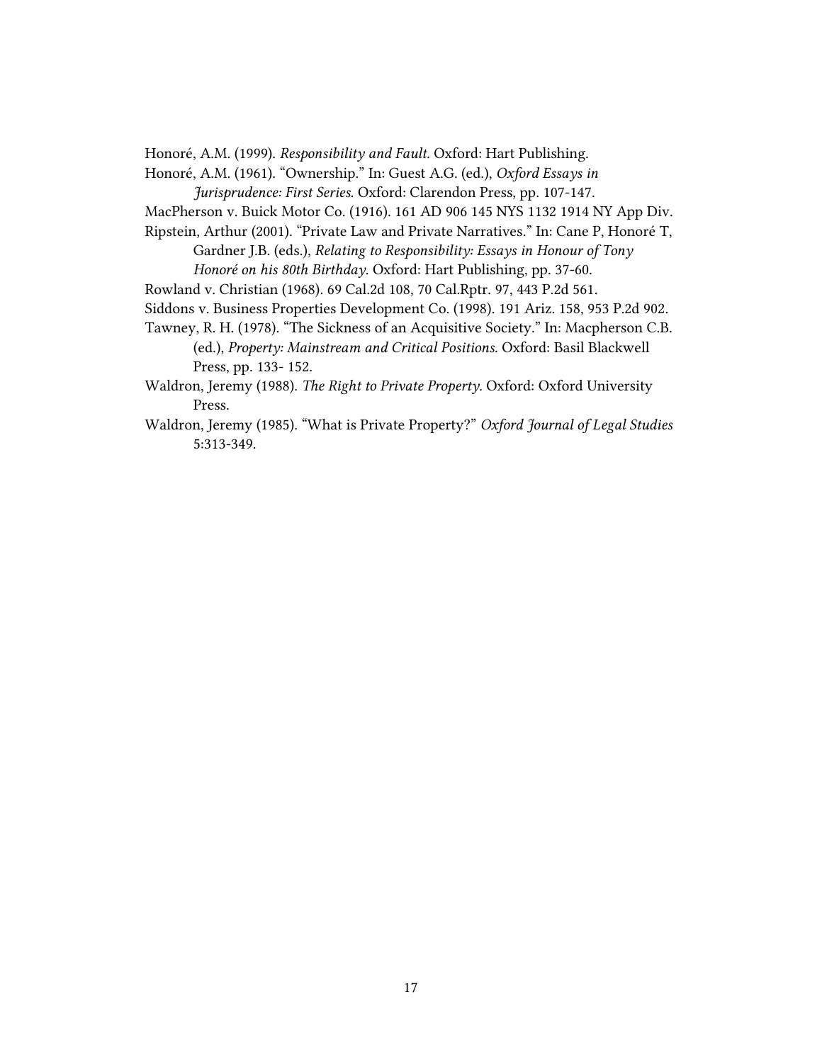Honoré, A.M. (1999). *Responsibility and Fault.* Oxford: Hart Publishing.

Honoré, A.M. (1961). "Ownership." In: Guest A.G. (ed.), *Oxford Essays in Jurisprudence: First Series*. Oxford: Clarendon Press, pp. 107-147.

MacPherson v. Buick Motor Co. (1916). 161 AD 906 145 NYS 1132 1914 NY App Div.

Ripstein, Arthur (2001). "Private Law and Private Narratives." In: Cane P, Honoré T, Gardner J.B. (eds.), *Relating to Responsibility: Essays in Honour of Tony Honoré on his 80th Birthday*. Oxford: Hart Publishing, pp. 37-60.

Rowland v. Christian (1968). 69 Cal.2d 108, 70 Cal.Rptr. 97, 443 P.2d 561.

Siddons v. Business Properties Development Co. (1998). 191 Ariz. 158, 953 P.2d 902.

Tawney, R. H. (1978). "The Sickness of an Acquisitive Society." In: Macpherson C.B. (ed.), *Property: Mainstream and Critical Positions*. Oxford: Basil Blackwell Press, pp. 133- 152.

Waldron, Jeremy (1988). *The Right to Private Property*. Oxford: Oxford University Press.

Waldron, Jeremy (1985). "What is Private Property?" *Oxford Journal of Legal Studies* 5:313-349.